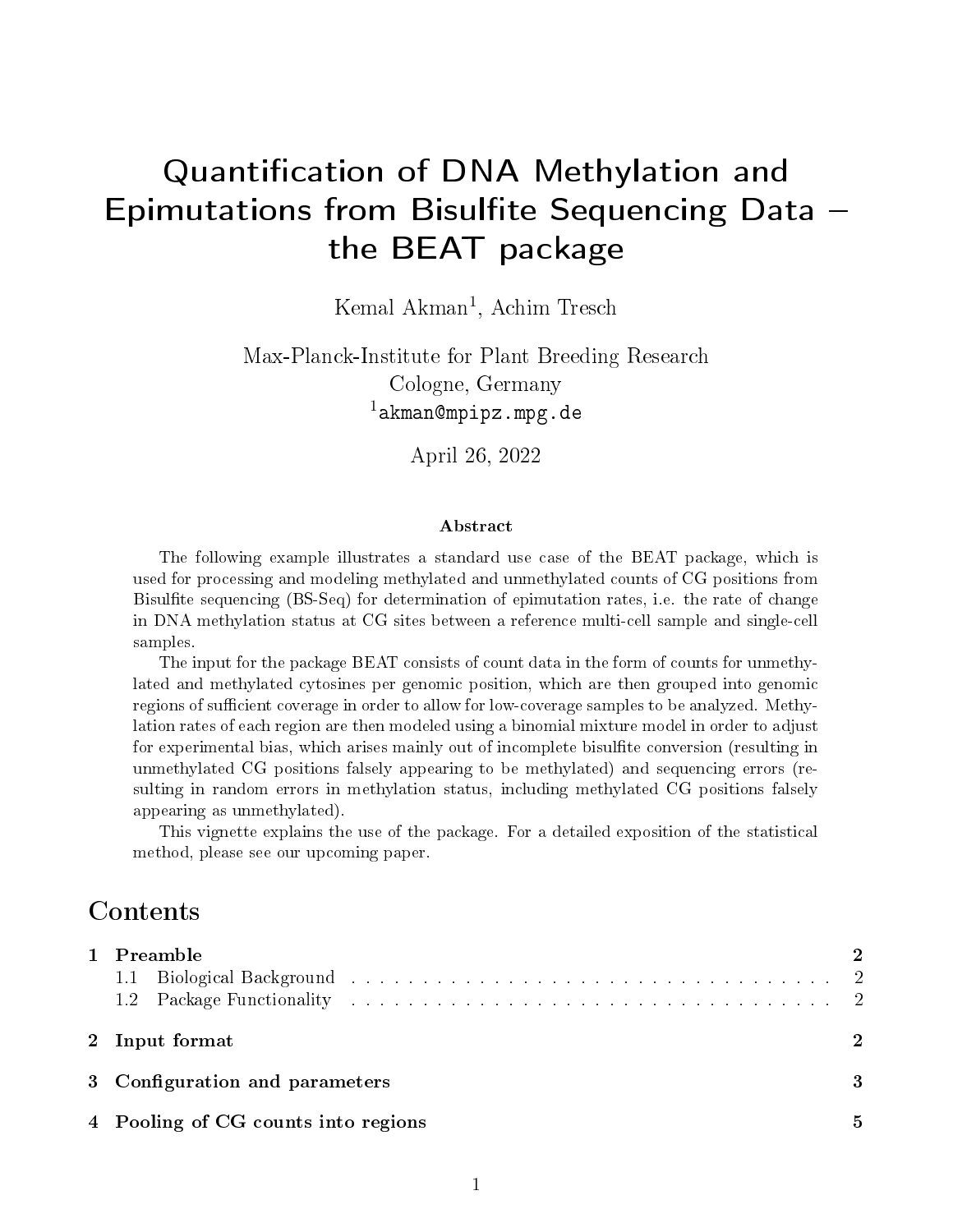# Quantification of DNA Methylation and Epimutations from Bisulfite Sequencing Data – the BEAT package

Kemal Akman[1], Achim Tresch

Max-Planck-Institute for Plant Breeding Research
Cologne, Germany
[1]akman@mpipz.mpg.de

April 26, 2022

### Abstract

The following example illustrates a standard use case of the BEAT package, which is used for processing and modeling methylated and unmethylated counts of CG positions from Bisulfite sequencing (BS-Seq) for determination of epimutation rates, i.e. the rate of change in DNA methylation status at CG sites between a reference multi-cell sample and single-cell samples.

The input for the package BEAT consists of count data in the form of counts for unmethylated and methylated cytosines per genomic position, which are then grouped into genomic regions of sufficient coverage in order to allow for low-coverage samples to be analyzed. Methylation rates of each region are then modeled using a binomial mixture model in order to adjust for experimental bias, which arises mainly out of incomplete bisulfite conversion (resulting in unmethylated CG positions falsely appearing to be methylated) and sequencing errors (resulting in random errors in methylation status, including methylated CG positions falsely appearing as unmethylated).

This vignette explains the use of the package. For a detailed exposition of the statistical method, please see our upcoming paper.

## Contents

- **1 Preamble** — 2
  - 1.1 Biological Background — 2
  - 1.2 Package Functionality — 2
- **2 Input format** — 2
- **3 Configuration and parameters** — 3
- **4 Pooling of CG counts into regions** — 5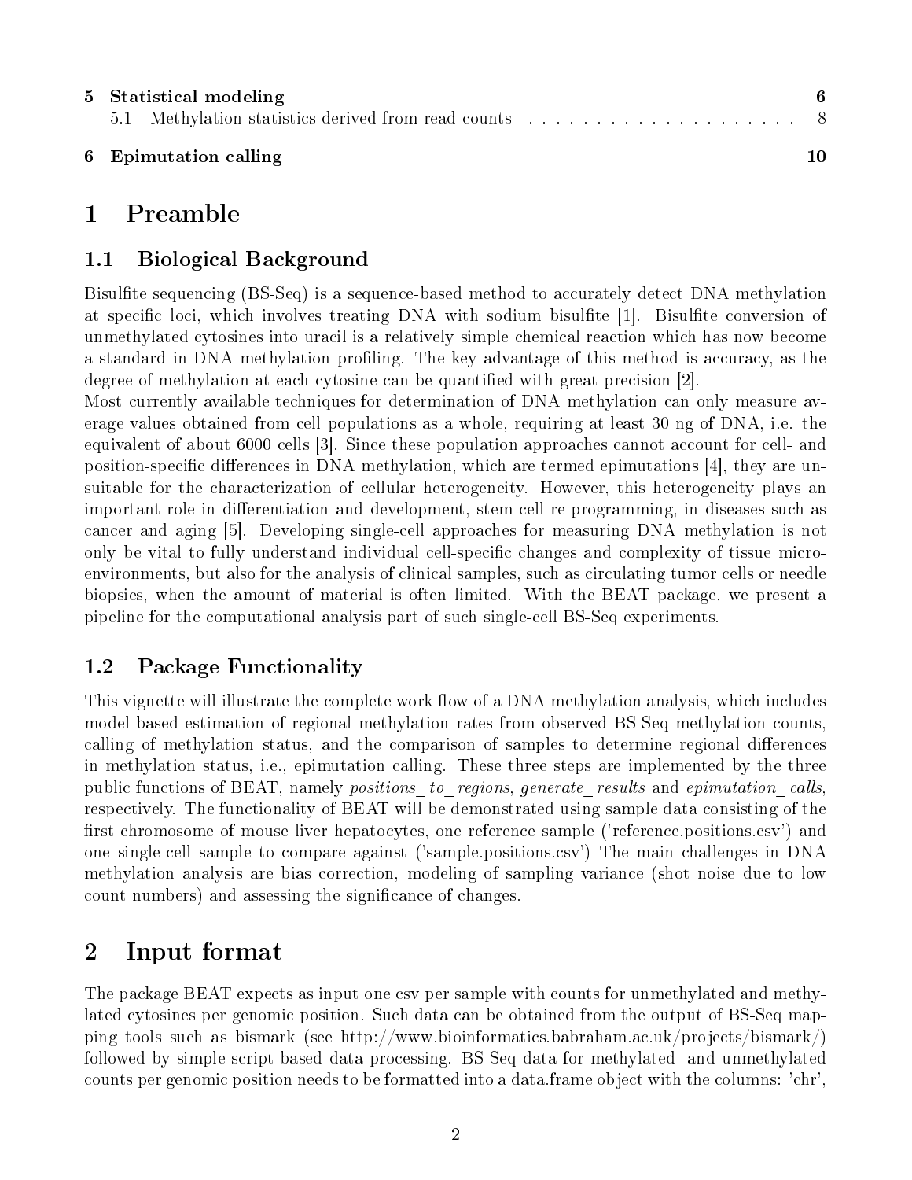| | | |
|---|---|---|
| **5** | **Statistical modeling** | **6** |
| | 5.1 Methylation statistics derived from read counts | 8 |
| **6** | **Epimutation calling** | **10** |

# 1 Preamble

## 1.1 Biological Background

Bisulfite sequencing (BS-Seq) is a sequence-based method to accurately detect DNA methylation at specific loci, which involves treating DNA with sodium bisulfite [1]. Bisulfite conversion of unmethylated cytosines into uracil is a relatively simple chemical reaction which has now become a standard in DNA methylation profiling. The key advantage of this method is accuracy, as the degree of methylation at each cytosine can be quantified with great precision [2].

Most currently available techniques for determination of DNA methylation can only measure average values obtained from cell populations as a whole, requiring at least 30 ng of DNA, i.e. the equivalent of about 6000 cells [3]. Since these population approaches cannot account for cell- and position-specific differences in DNA methylation, which are termed epimutations [4], they are unsuitable for the characterization of cellular heterogeneity. However, this heterogeneity plays an important role in differentiation and development, stem cell re-programming, in diseases such as cancer and aging [5]. Developing single-cell approaches for measuring DNA methylation is not only be vital to fully understand individual cell-specific changes and complexity of tissue micro-environments, but also for the analysis of clinical samples, such as circulating tumor cells or needle biopsies, when the amount of material is often limited. With the BEAT package, we present a pipeline for the computational analysis part of such single-cell BS-Seq experiments.

## 1.2 Package Functionality

This vignette will illustrate the complete work flow of a DNA methylation analysis, which includes model-based estimation of regional methylation rates from observed BS-Seq methylation counts, calling of methylation status, and the comparison of samples to determine regional differences in methylation status, i.e., epimutation calling. These three steps are implemented by the three public functions of BEAT, namely *positions_to_regions*, *generate_results* and *epimutation_calls*, respectively. The functionality of BEAT will be demonstrated using sample data consisting of the first chromosome of mouse liver hepatocytes, one reference sample ('reference.positions.csv') and one single-cell sample to compare against ('sample.positions.csv') The main challenges in DNA methylation analysis are bias correction, modeling of sampling variance (shot noise due to low count numbers) and assessing the significance of changes.

# 2 Input format

The package BEAT expects as input one csv per sample with counts for unmethylated and methylated cytosines per genomic position. Such data can be obtained from the output of BS-Seq mapping tools such as bismark (see http://www.bioinformatics.babraham.ac.uk/projects/bismark/) followed by simple script-based data processing. BS-Seq data for methylated- and unmethylated counts per genomic position needs to be formatted into a data.frame object with the columns: 'chr',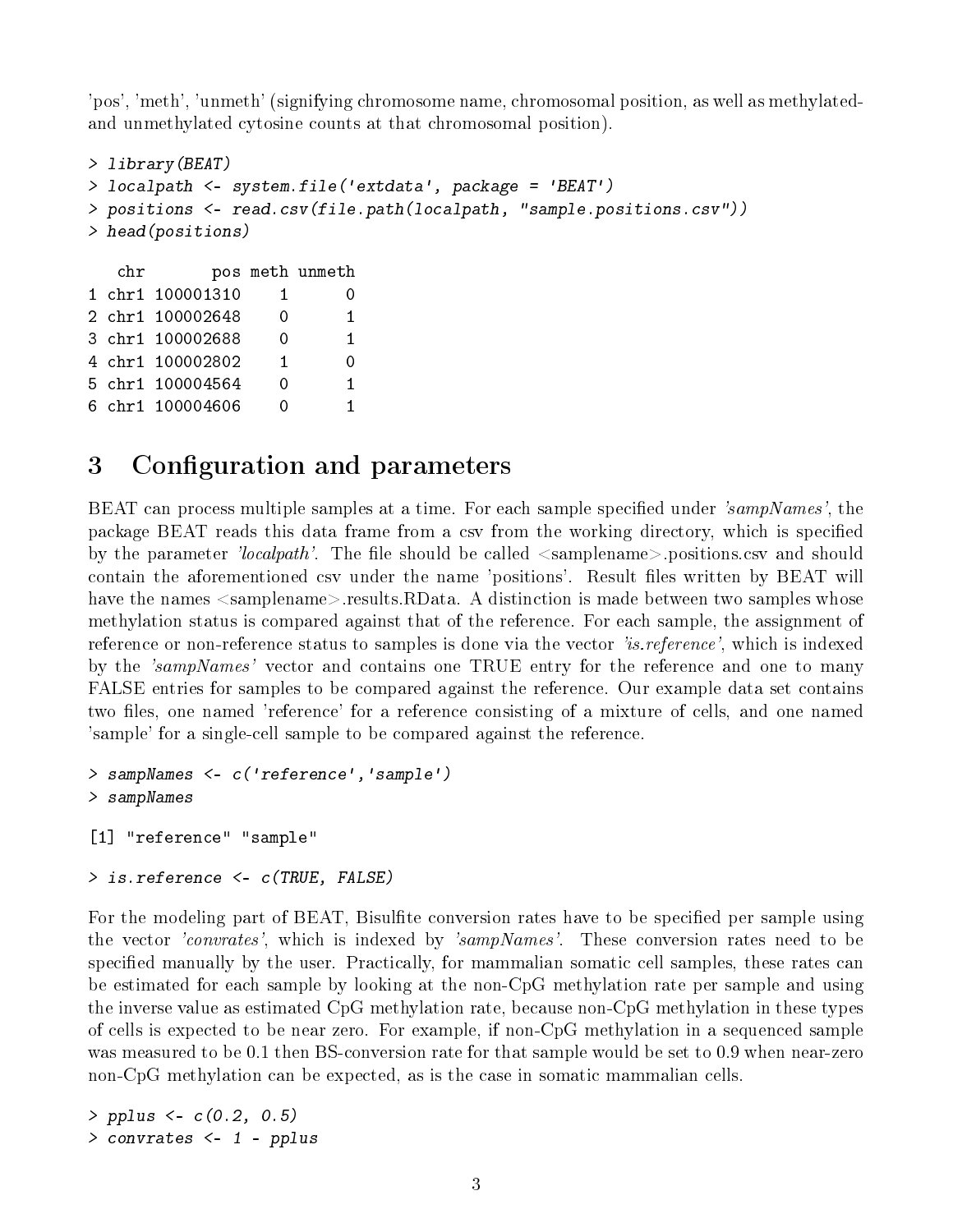'pos', 'meth', 'unmeth' (signifying chromosome name, chromosomal position, as well as methylated- and unmethylated cytosine counts at that chromosomal position).

```
> library(BEAT)
> localpath <- system.file('extdata', package = 'BEAT')
> positions <- read.csv(file.path(localpath, "sample.positions.csv"))
> head(positions)

   chr       pos meth unmeth
1 chr1 100001310    1      0
2 chr1 100002648    0      1
3 chr1 100002688    0      1
4 chr1 100002802    1      0
5 chr1 100004564    0      1
6 chr1 100004606    0      1
```

# 3 Configuration and parameters

BEAT can process multiple samples at a time. For each sample specified under *'sampNames'*, the package BEAT reads this data frame from a csv from the working directory, which is specified by the parameter *'localpath'*. The file should be called <samplename>.positions.csv and should contain the aforementioned csv under the name 'positions'. Result files written by BEAT will have the names <samplename>.results.RData. A distinction is made between two samples whose methylation status is compared against that of the reference. For each sample, the assignment of reference or non-reference status to samples is done via the vector *'is.reference'*, which is indexed by the *'sampNames'* vector and contains one TRUE entry for the reference and one to many FALSE entries for samples to be compared against the reference. Our example data set contains two files, one named 'reference' for a reference consisting of a mixture of cells, and one named 'sample' for a single-cell sample to be compared against the reference.

```
> sampNames <- c('reference','sample')
> sampNames

[1] "reference" "sample"

> is.reference <- c(TRUE, FALSE)
```

For the modeling part of BEAT, Bisulfite conversion rates have to be specified per sample using the vector *'convrates'*, which is indexed by *'sampNames'*. These conversion rates need to be specified manually by the user. Practically, for mammalian somatic cell samples, these rates can be estimated for each sample by looking at the non-CpG methylation rate per sample and using the inverse value as estimated CpG methylation rate, because non-CpG methylation in these types of cells is expected to be near zero. For example, if non-CpG methylation in a sequenced sample was measured to be 0.1 then BS-conversion rate for that sample would be set to 0.9 when near-zero non-CpG methylation can be expected, as is the case in somatic mammalian cells.

```
> pplus <- c(0.2, 0.5)
> convrates <- 1 - pplus
```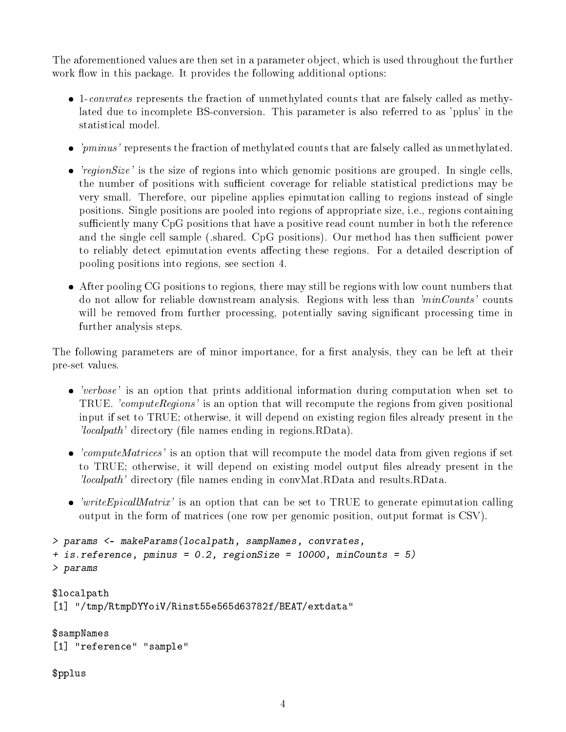The aforementioned values are then set in a parameter object, which is used throughout the further work flow in this package. It provides the following additional options:

- 1-*convrates* represents the fraction of unmethylated counts that are falsely called as methylated due to incomplete BS-conversion. This parameter is also referred to as 'pplus' in the statistical model.
- *'pminus'* represents the fraction of methylated counts that are falsely called as unmethylated.
- *'regionSize'* is the size of regions into which genomic positions are grouped. In single cells, the number of positions with sufficient coverage for reliable statistical predictions may be very small. Therefore, our pipeline applies epimutation calling to regions instead of single positions. Single positions are pooled into regions of appropriate size, i.e., regions containing sufficiently many CpG positions that have a positive read count number in both the reference and the single cell sample (.shared. CpG positions). Our method has then sufficient power to reliably detect epimutation events affecting these regions. For a detailed description of pooling positions into regions, see section 4.
- After pooling CG positions to regions, there may still be regions with low count numbers that do not allow for reliable downstream analysis. Regions with less than *'minCounts'* counts will be removed from further processing, potentially saving significant processing time in further analysis steps.

The following parameters are of minor importance, for a first analysis, they can be left at their pre-set values.

- *'verbose'* is an option that prints additional information during computation when set to TRUE. *'computeRegions'* is an option that will recompute the regions from given positional input if set to TRUE; otherwise, it will depend on existing region files already present in the *'localpath'* directory (file names ending in regions.RData).
- *'computeMatrices'* is an option that will recompute the model data from given regions if set to TRUE; otherwise, it will depend on existing model output files already present in the *'localpath'* directory (file names ending in convMat.RData and results.RData.
- *'writeEpicallMatrix'* is an option that can be set to TRUE to generate epimutation calling output in the form of matrices (one row per genomic position, output format is CSV).

```
> params <- makeParams(localpath, sampNames, convrates,
+ is.reference, pminus = 0.2, regionSize = 10000, minCounts = 5)
> params

$localpath
[1] "/tmp/RtmpDYYoiV/Rinst55e565d63782f/BEAT/extdata"

$sampNames
[1] "reference" "sample"

$pplus
```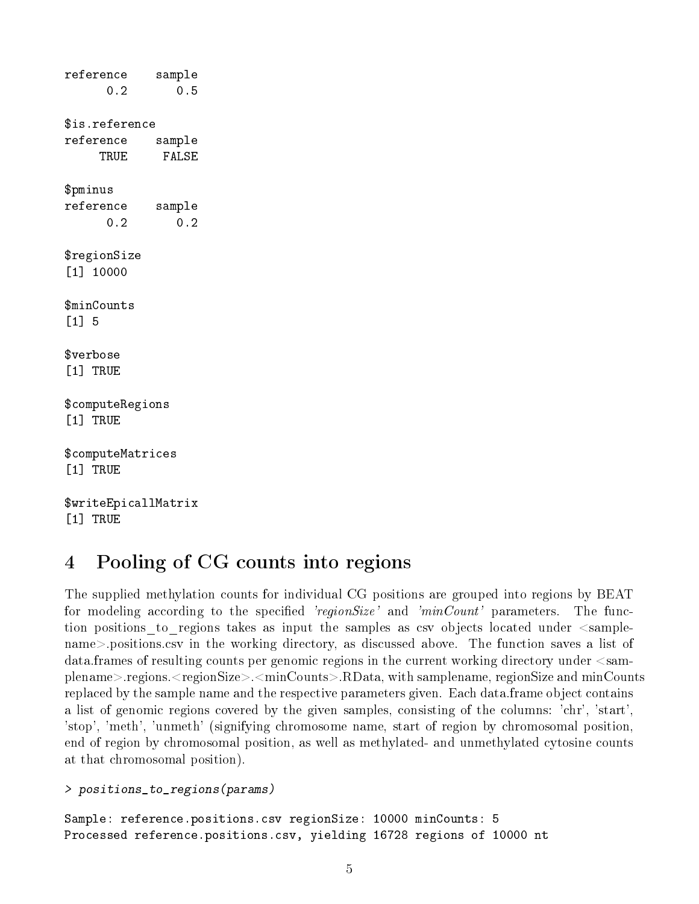```
reference    sample
      0.2       0.5

$is.reference
reference    sample
     TRUE     FALSE

$pminus
reference    sample
      0.2       0.2

$regionSize
[1] 10000

$minCounts
[1] 5

$verbose
[1] TRUE

$computeRegions
[1] TRUE

$computeMatrices
[1] TRUE

$writeEpicallMatrix
[1] TRUE
```

# 4 Pooling of CG counts into regions

The supplied methylation counts for individual CG positions are grouped into regions by BEAT for modeling according to the specified *'regionSize'* and *'minCount'* parameters. The function positions_to_regions takes as input the samples as csv objects located under <samplename>.positions.csv in the working directory, as discussed above. The function saves a list of data.frames of resulting counts per genomic regions in the current working directory under <samplename>.regions.<regionSize>.<minCounts>.RData, with samplename, regionSize and minCounts replaced by the sample name and the respective parameters given. Each data.frame object contains a list of genomic regions covered by the given samples, consisting of the columns: 'chr', 'start', 'stop', 'meth', 'unmeth' (signifying chromosome name, start of region by chromosomal position, end of region by chromosomal position, as well as methylated- and unmethylated cytosine counts at that chromosomal position).

```
> positions_to_regions(params)

Sample: reference.positions.csv regionSize: 10000 minCounts: 5
Processed reference.positions.csv, yielding 16728 regions of 10000 nt
```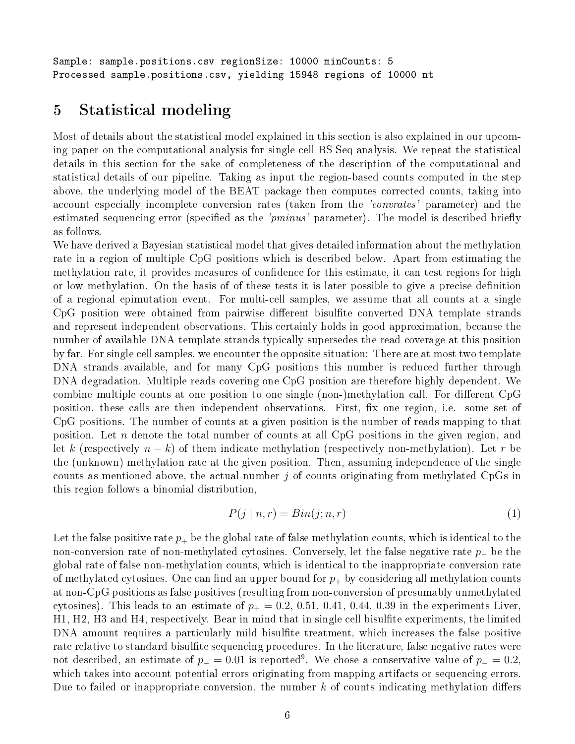```
Sample: sample.positions.csv regionSize: 10000 minCounts: 5
Processed sample.positions.csv, yielding 15948 regions of 10000 nt
```

# 5 Statistical modeling

Most of details about the statistical model explained in this section is also explained in our upcoming paper on the computational analysis for single-cell BS-Seq analysis. We repeat the statistical details in this section for the sake of completeness of the description of the computational and statistical details of our pipeline. Taking as input the region-based counts computed in the step above, the underlying model of the BEAT package then computes corrected counts, taking into account especially incomplete conversion rates (taken from the *'convrates'* parameter) and the estimated sequencing error (specified as the *'pminus'* parameter). The model is described briefly as follows.

We have derived a Bayesian statistical model that gives detailed information about the methylation rate in a region of multiple CpG positions which is described below. Apart from estimating the methylation rate, it provides measures of confidence for this estimate, it can test regions for high or low methylation. On the basis of of these tests it is later possible to give a precise definition of a regional epimutation event. For multi-cell samples, we assume that all counts at a single CpG position were obtained from pairwise different bisulfite converted DNA template strands and represent independent observations. This certainly holds in good approximation, because the number of available DNA template strands typically supersedes the read coverage at this position by far. For single cell samples, we encounter the opposite situation: There are at most two template DNA strands available, and for many CpG positions this number is reduced further through DNA degradation. Multiple reads covering one CpG position are therefore highly dependent. We combine multiple counts at one position to one single (non-)methylation call. For different CpG position, these calls are then independent observations. First, fix one region, i.e. some set of CpG positions. The number of counts at a given position is the number of reads mapping to that position. Let $n$ denote the total number of counts at all CpG positions in the given region, and let $k$ (respectively $n - k$) of them indicate methylation (respectively non-methylation). Let $r$ be the (unknown) methylation rate at the given position. Then, assuming independence of the single counts as mentioned above, the actual number $j$ of counts originating from methylated CpGs in this region follows a binomial distribution,

$$P(j \mid n, r) = Bin(j; n, r) \tag{1}$$

Let the false positive rate $p_+$ be the global rate of false methylation counts, which is identical to the non-conversion rate of non-methylated cytosines. Conversely, let the false negative rate $p_-$ be the global rate of false non-methylation counts, which is identical to the inappropriate conversion rate of methylated cytosines. One can find an upper bound for $p_+$ by considering all methylation counts at non-CpG positions as false positives (resulting from non-conversion of presumably unmethylated cytosines). This leads to an estimate of $p_+ = 0.2$, 0.51, 0.41, 0.44, 0.39 in the experiments Liver, H1, H2, H3 and H4, respectively. Bear in mind that in single cell bisulfite experiments, the limited DNA amount requires a particularly mild bisulfite treatment, which increases the false positive rate relative to standard bisulfite sequencing procedures. In the literature, false negative rates were not described, an estimate of $p_- = 0.01$ is reported[9]. We chose a conservative value of $p_- = 0.2$, which takes into account potential errors originating from mapping artifacts or sequencing errors. Due to failed or inappropriate conversion, the number $k$ of counts indicating methylation differs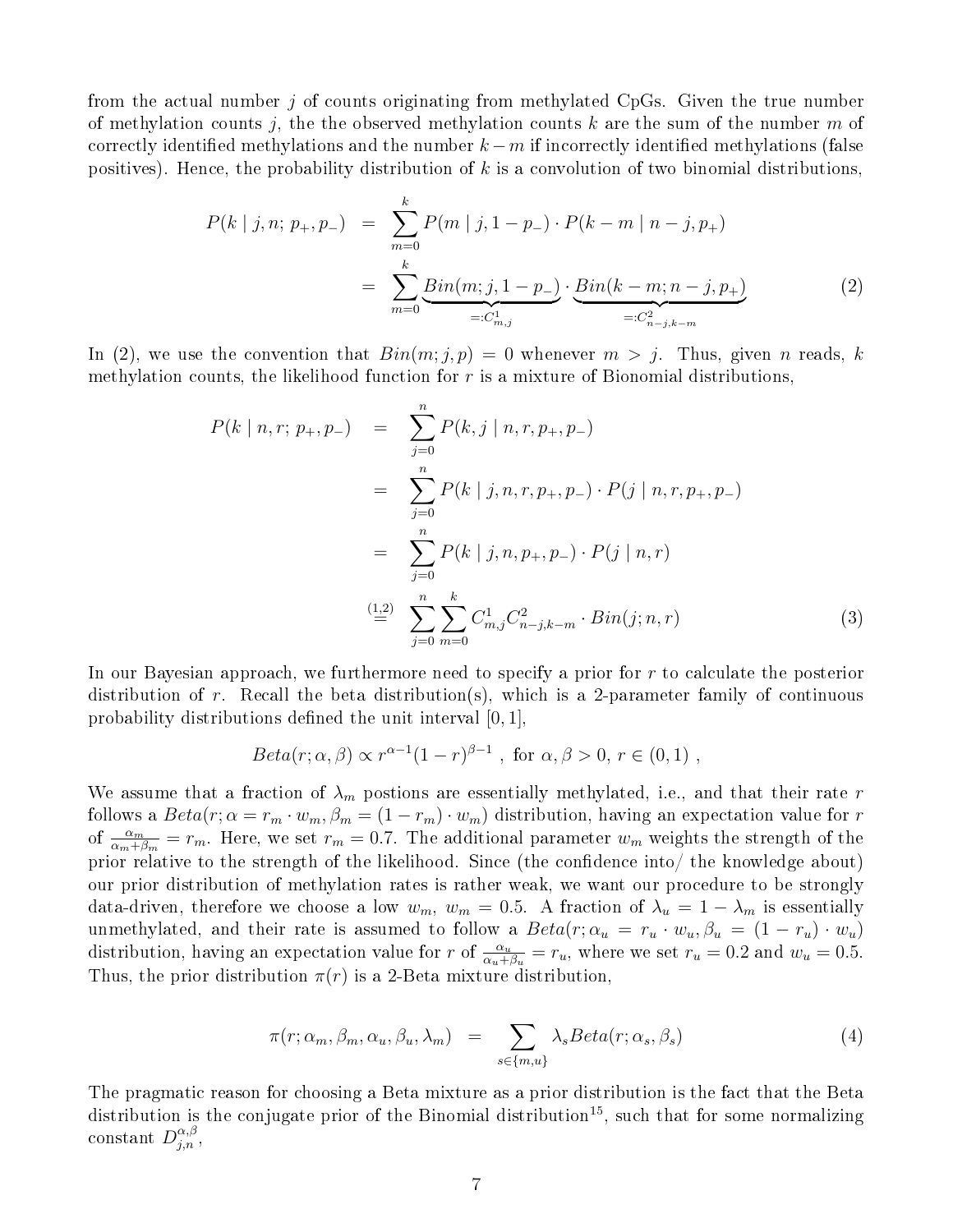from the actual number $j$ of counts originating from methylated CpGs. Given the true number of methylation counts $j$, the the observed methylation counts $k$ are the sum of the number $m$ of correctly identified methylations and the number $k-m$ if incorrectly identified methylations (false positives). Hence, the probability distribution of $k$ is a convolution of two binomial distributions,

$$
\begin{aligned}
P(k \mid j, n;\, p_+, p_-) &= \sum_{m=0}^{k} P(m \mid j, 1-p_-) \cdot P(k-m \mid n-j, p_+) \\
&= \sum_{m=0}^{k} \underbrace{Bin(m; j, 1-p_-)}_{=:C^1_{m,j}} \cdot \underbrace{Bin(k-m; n-j, p_+)}_{=:C^2_{n-j,k-m}} \qquad (2)
\end{aligned}
$$

In (2), we use the convention that $Bin(m; j, p) = 0$ whenever $m > j$. Thus, given $n$ reads, $k$ methylation counts, the likelihood function for $r$ is a mixture of Bionomial distributions,

$$
\begin{aligned}
P(k \mid n, r;\, p_+, p_-) &= \sum_{j=0}^{n} P(k, j \mid n, r, p_+, p_-) \\
&= \sum_{j=0}^{n} P(k \mid j, n, r, p_+, p_-) \cdot P(j \mid n, r, p_+, p_-) \\
&= \sum_{j=0}^{n} P(k \mid j, n, p_+, p_-) \cdot P(j \mid n, r) \\
&\overset{(1,2)}{=} \sum_{j=0}^{n} \sum_{m=0}^{k} C^1_{m,j} C^2_{n-j,k-m} \cdot Bin(j; n, r) \qquad (3)
\end{aligned}
$$

In our Bayesian approach, we furthermore need to specify a prior for $r$ to calculate the posterior distribution of $r$. Recall the beta distribution(s), which is a 2-parameter family of continuous probability distributions defined the unit interval $[0, 1]$,

$$
Beta(r; \alpha, \beta) \propto r^{\alpha-1}(1-r)^{\beta-1}\ ,\ \text{for } \alpha, \beta > 0,\ r \in (0,1)\ ,
$$

We assume that a fraction of $\lambda_m$ postions are essentially methylated, i.e., and that their rate $r$ follows a $Beta(r; \alpha = r_m \cdot w_m, \beta_m = (1-r_m) \cdot w_m)$ distribution, having an expectation value for $r$ of $\frac{\alpha_m}{\alpha_m+\beta_m} = r_m$. Here, we set $r_m = 0.7$. The additional parameter $w_m$ weights the strength of the prior relative to the strength of the likelihood. Since (the confidence into/ the knowledge about) our prior distribution of methylation rates is rather weak, we want our procedure to be strongly data-driven, therefore we choose a low $w_m$, $w_m = 0.5$. A fraction of $\lambda_u = 1 - \lambda_m$ is essentially unmethylated, and their rate is assumed to follow a $Beta(r; \alpha_u = r_u \cdot w_u, \beta_u = (1-r_u) \cdot w_u)$ distribution, having an expectation value for $r$ of $\frac{\alpha_u}{\alpha_u+\beta_u} = r_u$, where we set $r_u = 0.2$ and $w_u = 0.5$. Thus, the prior distribution $\pi(r)$ is a 2-Beta mixture distribution,

$$
\pi(r; \alpha_m, \beta_m, \alpha_u, \beta_u, \lambda_m) = \sum_{s \in \{m,u\}} \lambda_s Beta(r; \alpha_s, \beta_s) \qquad (4)
$$

The pragmatic reason for choosing a Beta mixture as a prior distribution is the fact that the Beta distribution is the conjugate prior of the Binomial distribution[15], such that for some normalizing constant $D^{\alpha,\beta}_{j,n}$,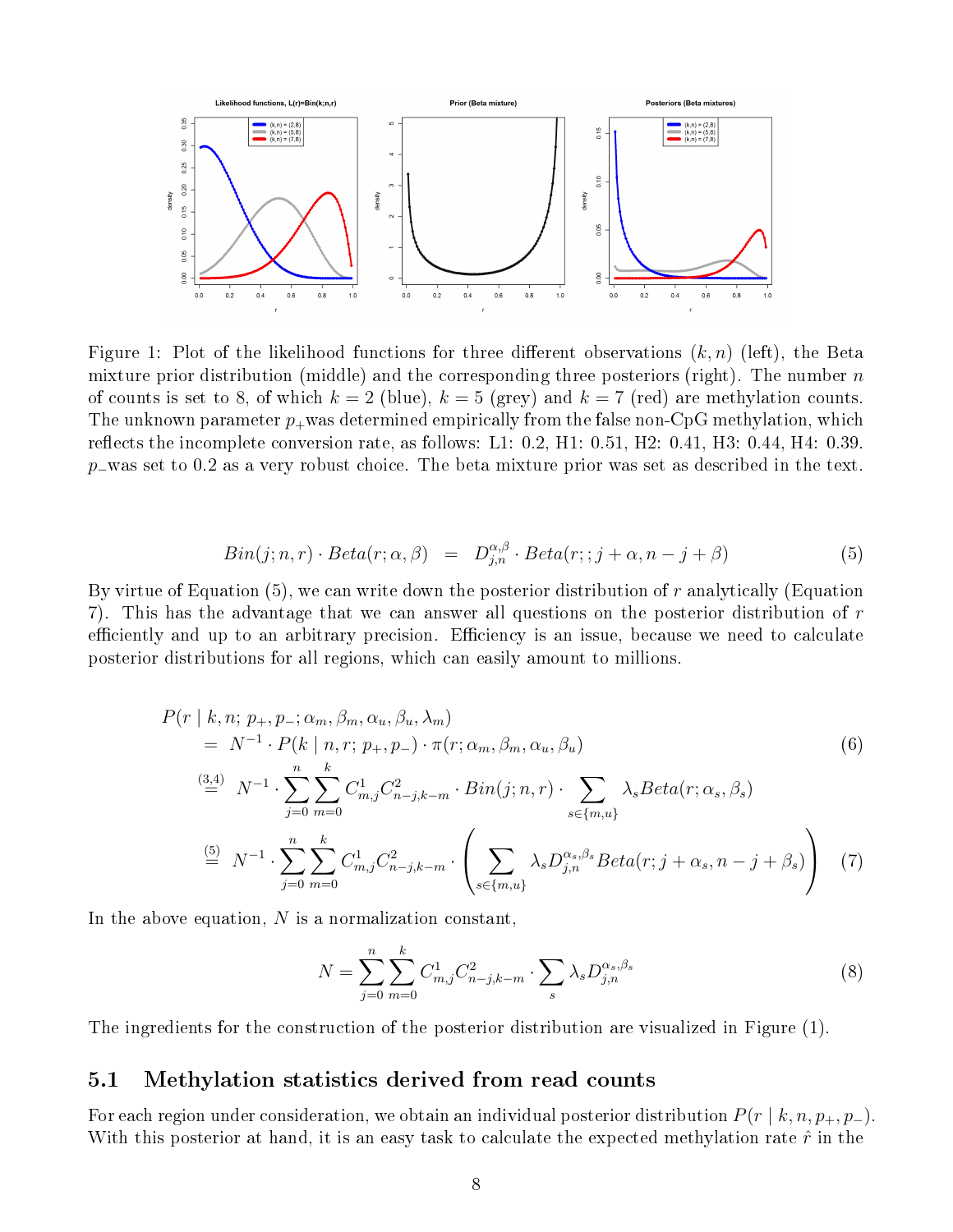Figure 1: Plot of the likelihood functions for three different observations $(k, n)$ (left), the Beta mixture prior distribution (middle) and the corresponding three posteriors (right). The number $n$ of counts is set to 8, of which $k = 2$ (blue), $k = 5$ (grey) and $k = 7$ (red) are methylation counts. The unknown parameter $p_+$was determined empirically from the false non-CpG methylation, which reflects the incomplete conversion rate, as follows: L1: 0.2, H1: 0.51, H2: 0.41, H3: 0.44, H4: 0.39. $p_-$was set to 0.2 as a very robust choice. The beta mixture prior was set as described in the text.

$$
Bin(j; n, r) \cdot Beta(r; \alpha, \beta) \quad = \quad D_{j,n}^{\alpha,\beta} \cdot Beta(r; ; j + \alpha, n - j + \beta) \tag{5}
$$

By virtue of Equation (5), we can write down the posterior distribution of $r$ analytically (Equation 7). This has the advantage that we can answer all questions on the posterior distribution of $r$ efficiently and up to an arbitrary precision. Efficiency is an issue, because we need to calculate posterior distributions for all regions, which can easily amount to millions.

$$
\begin{aligned}
& P(r \mid k, n; p_+, p_-; \alpha_m, \beta_m, \alpha_u, \beta_u, \lambda_m) \\
&\quad = N^{-1} \cdot P(k \mid n, r; p_+, p_-) \cdot \pi(r; \alpha_m, \beta_m, \alpha_u, \beta_u) && (6) \\
&\quad \overset{(3,4)}{=} N^{-1} \cdot \sum_{j=0}^{n} \sum_{m=0}^{k} C^1_{m,j} C^2_{n-j,k-m} \cdot Bin(j; n, r) \cdot \sum_{s \in \{m,u\}} \lambda_s Beta(r; \alpha_s, \beta_s) \\
&\quad \overset{(5)}{=} N^{-1} \cdot \sum_{j=0}^{n} \sum_{m=0}^{k} C^1_{m,j} C^2_{n-j,k-m} \cdot \left( \sum_{s \in \{m,u\}} \lambda_s D_{j,n}^{\alpha_s,\beta_s} Beta(r; j + \alpha_s, n - j + \beta_s) \right) && (7)
\end{aligned}
$$

In the above equation, $N$ is a normalization constant,

$$
N = \sum_{j=0}^{n} \sum_{m=0}^{k} C^1_{m,j} C^2_{n-j,k-m} \cdot \sum_{s} \lambda_s D_{j,n}^{\alpha_s,\beta_s} \tag{8}
$$

The ingredients for the construction of the posterior distribution are visualized in Figure (1).

## 5.1 Methylation statistics derived from read counts

For each region under consideration, we obtain an individual posterior distribution $P(r \mid k, n, p_+, p_-)$. With this posterior at hand, it is an easy task to calculate the expected methylation rate $\hat{r}$ in the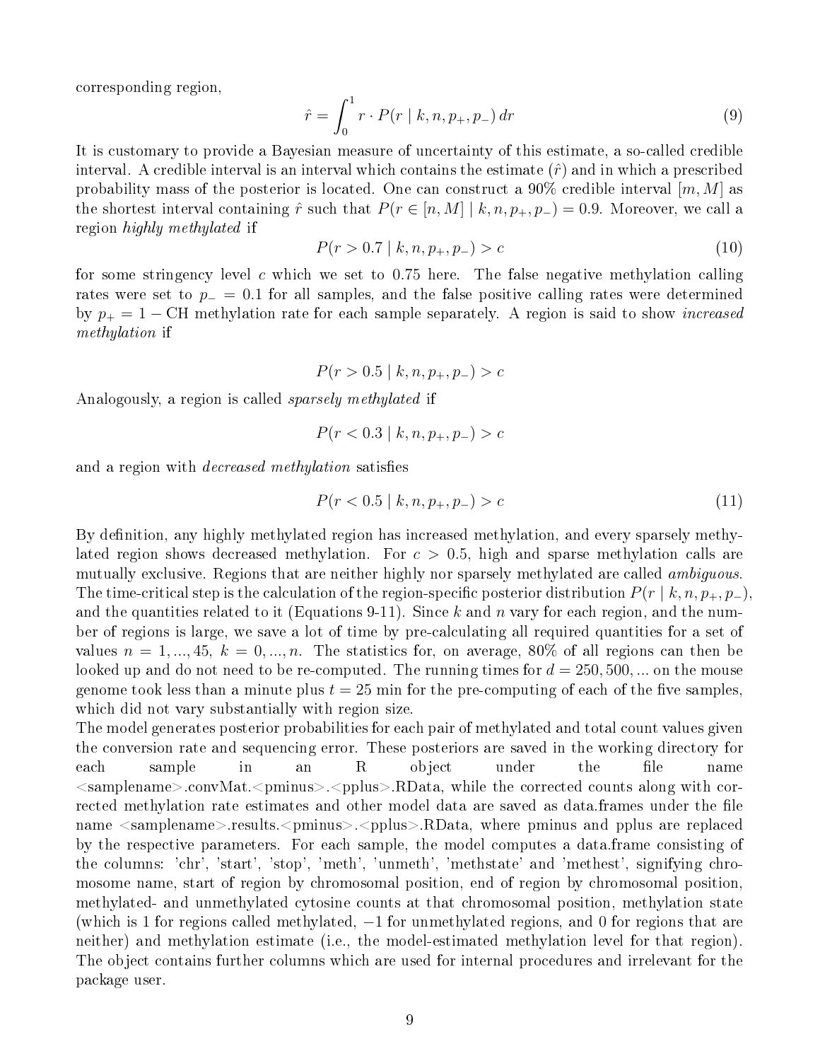corresponding region,

$$\hat{r} = \int_0^1 r \cdot P(r \mid k, n, p_+, p_-) \, dr \tag{9}$$

It is customary to provide a Bayesian measure of uncertainty of this estimate, a so-called credible interval. A credible interval is an interval which contains the estimate ($\hat{r}$) and in which a prescribed probability mass of the posterior is located. One can construct a 90% credible interval $[m, M]$ as the shortest interval containing $\hat{r}$ such that $P(r \in [n, M] \mid k, n, p_+, p_-) = 0.9$. Moreover, we call a region *highly methylated* if

$$P(r > 0.7 \mid k, n, p_+, p_-) > c \tag{10}$$

for some stringency level $c$ which we set to 0.75 here. The false negative methylation calling rates were set to $p_- = 0.1$ for all samples, and the false positive calling rates were determined by $p_+ = 1 - \text{CH}$ methylation rate for each sample separately. A region is said to show *increased methylation* if

$$P(r > 0.5 \mid k, n, p_+, p_-) > c$$

Analogously, a region is called *sparsely methylated* if

$$P(r < 0.3 \mid k, n, p_+, p_-) > c$$

and a region with *decreased methylation* satisfies

$$P(r < 0.5 \mid k, n, p_+, p_-) > c \tag{11}$$

By definition, any highly methylated region has increased methylation, and every sparsely methylated region shows decreased methylation. For $c > 0.5$, high and sparse methylation calls are mutually exclusive. Regions that are neither highly nor sparsely methylated are called *ambiguous*. The time-critical step is the calculation of the region-specific posterior distribution $P(r \mid k, n, p_+, p_-)$, and the quantities related to it (Equations 9-11). Since $k$ and $n$ vary for each region, and the number of regions is large, we save a lot of time by pre-calculating all required quantities for a set of values $n = 1, ..., 45$, $k = 0, ..., n$. The statistics for, on average, 80% of all regions can then be looked up and do not need to be re-computed. The running times for $d = 250, 500, ...$ on the mouse genome took less than a minute plus $t = 25$ min for the pre-computing of each of the five samples, which did not vary substantially with region size.
The model generates posterior probabilities for each pair of methylated and total count values given the conversion rate and sequencing error. These posteriors are saved in the working directory for each sample in an R object under the file name <samplename>.convMat.<pminus>.<pplus>.RData, while the corrected counts along with corrected methylation rate estimates and other model data are saved as data.frames under the file name <samplename>.results.<pminus>.<pplus>.RData, where pminus and pplus are replaced by the respective parameters. For each sample, the model computes a data.frame consisting of the columns: 'chr', 'start', 'stop', 'meth', 'unmeth', 'methstate' and 'methest', signifying chromosome name, start of region by chromosomal position, end of region by chromosomal position, methylated- and unmethylated cytosine counts at that chromosomal position, methylation state (which is 1 for regions called methylated, −1 for unmethylated regions, and 0 for regions that are neither) and methylation estimate (i.e., the model-estimated methylation level for that region). The object contains further columns which are used for internal procedures and irrelevant for the package user.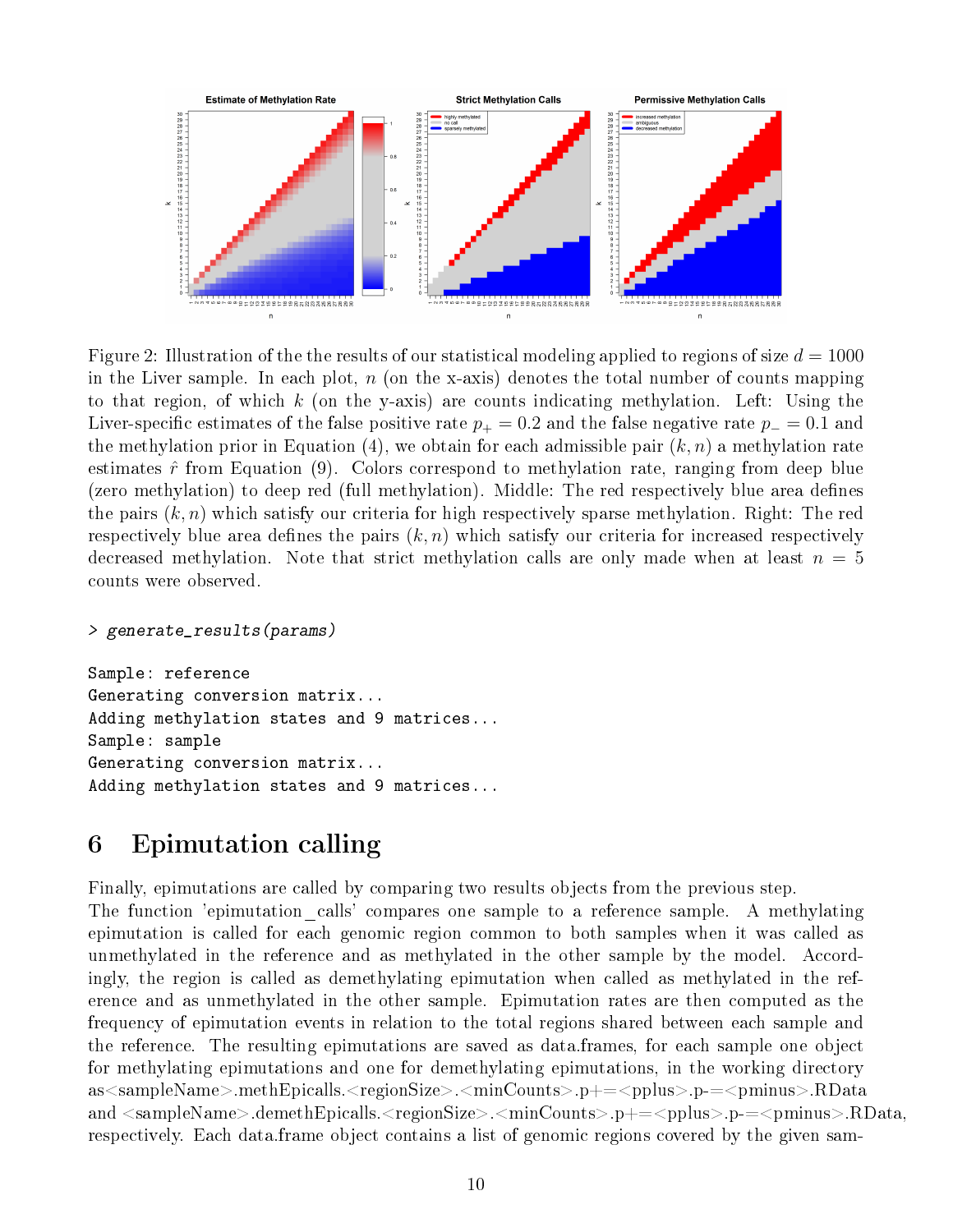Figure 2: Illustration of the the results of our statistical modeling applied to regions of size $d = 1000$ in the Liver sample. In each plot, $n$ (on the x-axis) denotes the total number of counts mapping to that region, of which $k$ (on the y-axis) are counts indicating methylation. Left: Using the Liver-specific estimates of the false positive rate $p_+ = 0.2$ and the false negative rate $p_- = 0.1$ and the methylation prior in Equation (4), we obtain for each admissible pair $(k, n)$ a methylation rate estimates $\hat{r}$ from Equation (9). Colors correspond to methylation rate, ranging from deep blue (zero methylation) to deep red (full methylation). Middle: The red respectively blue area defines the pairs $(k, n)$ which satisfy our criteria for high respectively sparse methylation. Right: The red respectively blue area defines the pairs $(k, n)$ which satisfy our criteria for increased respectively decreased methylation. Note that strict methylation calls are only made when at least $n = 5$ counts were observed.

```
> generate_results(params)

Sample: reference
Generating conversion matrix...
Adding methylation states and 9 matrices...
Sample: sample
Generating conversion matrix...
Adding methylation states and 9 matrices...
```

# 6 Epimutation calling

Finally, epimutations are called by comparing two results objects from the previous step.
The function 'epimutation_calls' compares one sample to a reference sample. A methylating epimutation is called for each genomic region common to both samples when it was called as unmethylated in the reference and as methylated in the other sample by the model. Accordingly, the region is called as demethylating epimutation when called as methylated in the reference and as unmethylated in the other sample. Epimutation rates are then computed as the frequency of epimutation events in relation to the total regions shared between each sample and the reference. The resulting epimutations are saved as data.frames, for each sample one object for methylating epimutations and one for demethylating epimutations, in the working directory as<sampleName>.methEpicalls.<regionSize>.<minCounts>.p+=<pplus>.p-=<pminus>.RData and <sampleName>.demethEpicalls.<regionSize>.<minCounts>.p+=<pplus>.p-=<pminus>.RData, respectively. Each data.frame object contains a list of genomic regions covered by the given sam-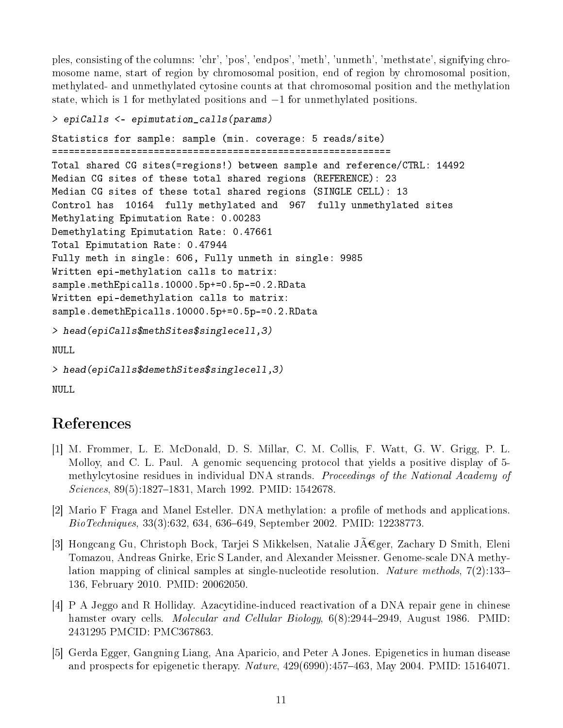ples, consisting of the columns: 'chr', 'pos', 'endpos', 'meth', 'unmeth', 'methstate', signifying chromosome name, start of region by chromosomal position, end of region by chromosomal position, methylated- and unmethylated cytosine counts at that chromosomal position and the methylation state, which is 1 for methylated positions and $-1$ for unmethylated positions.

```
> epiCalls <- epimutation_calls(params)
```

```
Statistics for sample: sample (min. coverage: 5 reads/site)
============================================================
Total shared CG sites(=regions!) between sample and reference/CTRL: 14492
Median CG sites of these total shared regions (REFERENCE): 23
Median CG sites of these total shared regions (SINGLE CELL): 13
Control has  10164  fully methylated and  967  fully unmethylated sites
Methylating Epimutation Rate: 0.00283
Demethylating Epimutation Rate: 0.47661
Total Epimutation Rate: 0.47944
Fully meth in single: 606, Fully unmeth in single: 9985
Written epi-methylation calls to matrix:
sample.methEpicalls.10000.5p+=0.5p-=0.2.RData
Written epi-demethylation calls to matrix:
sample.demethEpicalls.10000.5p+=0.5p-=0.2.RData
```

```
> head(epiCalls$methSites$singlecell,3)
```

```
NULL
```

```
> head(epiCalls$demethSites$singlecell,3)
```

```
NULL
```

# References

[1] M. Frommer, L. E. McDonald, D. S. Millar, C. M. Collis, F. Watt, G. W. Grigg, P. L. Molloy, and C. L. Paul. A genomic sequencing protocol that yields a positive display of 5-methylcytosine residues in individual DNA strands. *Proceedings of the National Academy of Sciences*, 89(5):1827–1831, March 1992. PMID: 1542678.

[2] Mario F Fraga and Manel Esteller. DNA methylation: a profile of methods and applications. *BioTechniques*, 33(3):632, 634, 636–649, September 2002. PMID: 12238773.

[3] Hongcang Gu, Christoph Bock, Tarjei S Mikkelsen, Natalie JÃ€ger, Zachary D Smith, Eleni Tomazou, Andreas Gnirke, Eric S Lander, and Alexander Meissner. Genome-scale DNA methylation mapping of clinical samples at single-nucleotide resolution. *Nature methods*, 7(2):133–136, February 2010. PMID: 20062050.

[4] P A Jeggo and R Holliday. Azacytidine-induced reactivation of a DNA repair gene in chinese hamster ovary cells. *Molecular and Cellular Biology*, 6(8):2944–2949, August 1986. PMID: 2431295 PMCID: PMC367863.

[5] Gerda Egger, Gangning Liang, Ana Aparicio, and Peter A Jones. Epigenetics in human disease and prospects for epigenetic therapy. *Nature*, 429(6990):457–463, May 2004. PMID: 15164071.